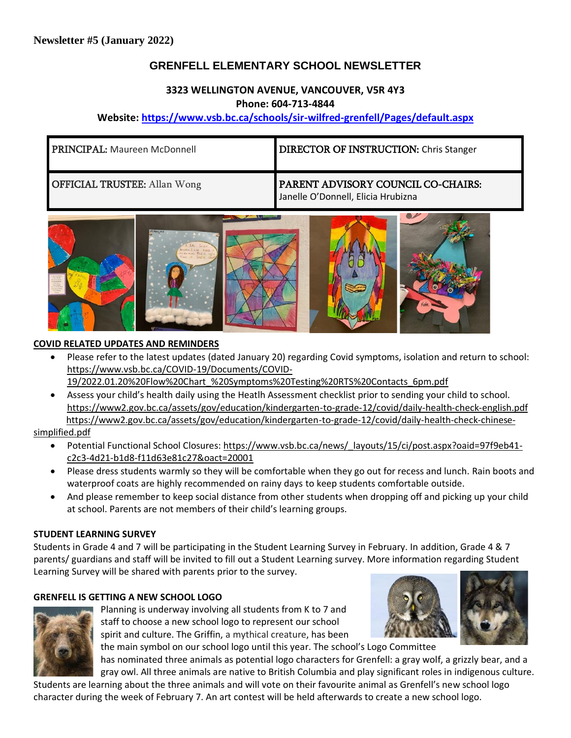**Newsletter #5 (January 2022)**

# GRENFELL ELEMENTARY SCHOOL NEWSLETTER

**3323 WELLINGTON AVENUE, VANCOUVER, V5R 4Y3**

**Phone: 604-713-4844**

**Website: https://www.vsb.bc.ca/schools/sir-wilfred-grenfell/Pages/default.aspx**

| PRINCIPAL: Maureen McDonnell | DIRECTOR OF INSTRUCTION: Chris Stanger |
|---|---|
| OFFICIAL TRUSTEE: Allan Wong | PARENT ADVISORY COUNCIL CO-CHAIRS: Janelle O'Donnell, Elicia Hrubizna |

## COVID RELATED UPDATES AND REMINDERS

- Please refer to the latest updates (dated January 20) regarding Covid symptoms, isolation and return to school: https://www.vsb.bc.ca/COVID-19/Documents/COVID-19/2022.01.20%20Flow%20Chart_%20Symptoms%20Testing%20RTS%20Contacts_6pm.pdf
- Assess your child's health daily using the Heatlh Assessment checklist prior to sending your child to school. https://www2.gov.bc.ca/assets/gov/education/kindergarten-to-grade-12/covid/daily-health-check-english.pdf https://www2.gov.bc.ca/assets/gov/education/kindergarten-to-grade-12/covid/daily-health-check-chinese-simplified.pdf
- Potential Functional School Closures: https://www.vsb.bc.ca/news/_layouts/15/ci/post.aspx?oaid=97f9eb41-c2c3-4d21-b1d8-f11d63e81c27&oact=20001
- Please dress students warmly so they will be comfortable when they go out for recess and lunch. Rain boots and waterproof coats are highly recommended on rainy days to keep students comfortable outside.
- And please remember to keep social distance from other students when dropping off and picking up your child at school. Parents are not members of their child's learning groups.

## STUDENT LEARNING SURVEY

Students in Grade 4 and 7 will be participating in the Student Learning Survey in February. In addition, Grade 4 & 7 parents/ guardians and staff will be invited to fill out a Student Learning survey. More information regarding Student Learning Survey will be shared with parents prior to the survey.

## GRENFELL IS GETTING A NEW SCHOOL LOGO

Planning is underway involving all students from K to 7 and staff to choose a new school logo to represent our school spirit and culture. The Griffin, a mythical creature, has been the main symbol on our school logo until this year. The school's Logo Committee has nominated three animals as potential logo characters for Grenfell: a gray wolf, a grizzly bear, and a gray owl. All three animals are native to British Columbia and play significant roles in indigenous culture. Students are learning about the three animals and will vote on their favourite animal as Grenfell's new school logo character during the week of February 7. An art contest will be held afterwards to create a new school logo.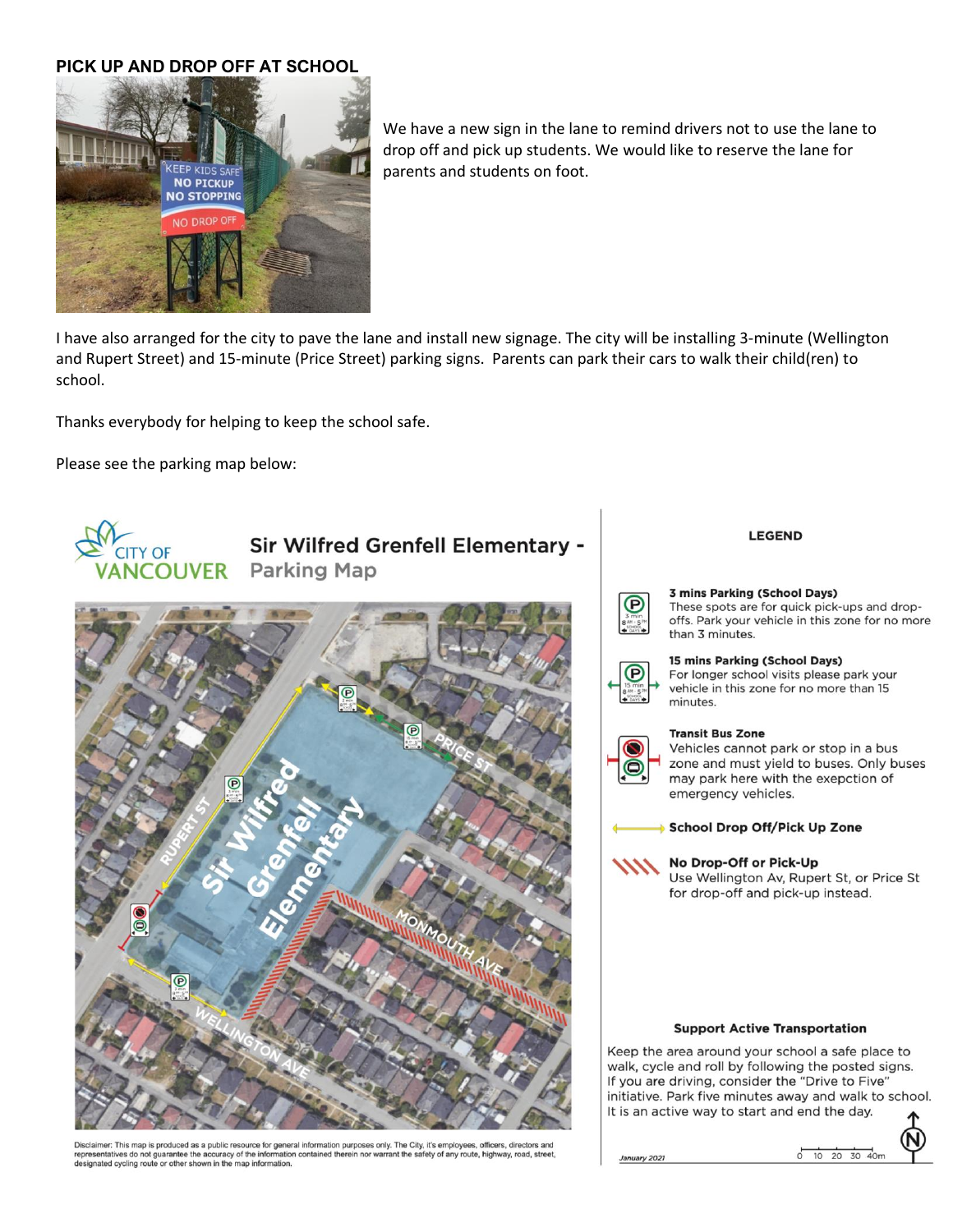## PICK UP AND DROP OFF AT SCHOOL

We have a new sign in the lane to remind drivers not to use the lane to drop off and pick up students. We would like to reserve the lane for parents and students on foot.

I have also arranged for the city to pave the lane and install new signage. The city will be installing 3-minute (Wellington and Rupert Street) and 15-minute (Price Street) parking signs. Parents can park their cars to walk their child(ren) to school.

Thanks everybody for helping to keep the school safe.

Please see the parking map below:

## Sir Wilfred Grenfell Elementary - Parking Map

### LEGEND

**3 mins Parking (School Days)**
These spots are for quick pick-ups and drop-offs. Park your vehicle in this zone for no more than 3 minutes.

**15 mins Parking (School Days)**
For longer school visits please park your vehicle in this zone for no more than 15 minutes.

**Transit Bus Zone**
Vehicles cannot park or stop in a bus zone and must yield to buses. Only buses may park here with the exepction of emergency vehicles.

**School Drop Off/Pick Up Zone**

**No Drop-Off or Pick-Up**
Use Wellington Av, Rupert St, or Price St for drop-off and pick-up instead.

**Support Active Transportation**

Keep the area around your school a safe place to walk, cycle and roll by following the posted signs. If you are driving, consider the "Drive to Five" initiative. Park five minutes away and walk to school. It is an active way to start and end the day.

*January 2021*

Disclaimer: This map is produced as a public resource for general information purposes only. The City, it's employees, officers, directors and representatives do not guarantee the accuracy of the information contained therein nor warrant the safety of any route, highway, road, street, designated cycling route or other shown in the map information.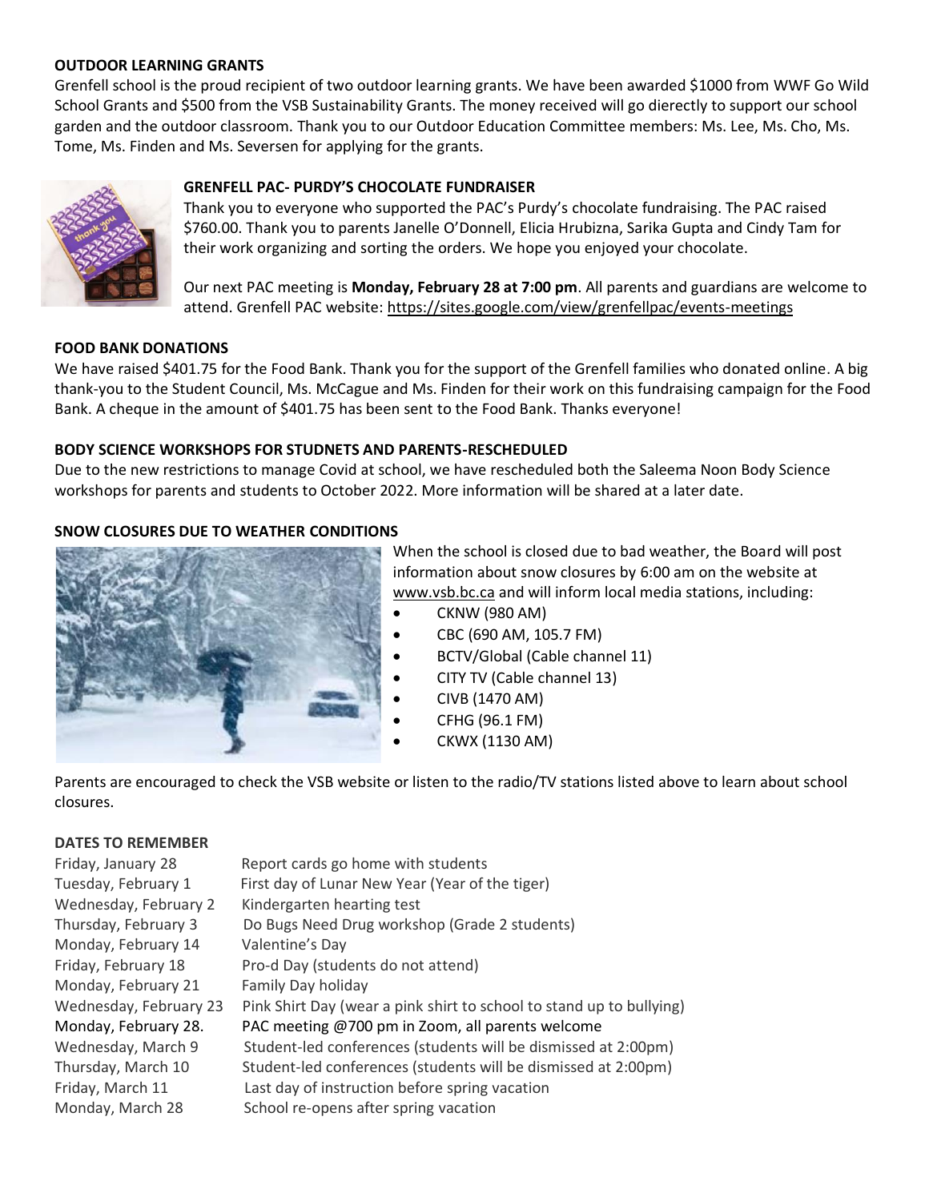**OUTDOOR LEARNING GRANTS**

Grenfell school is the proud recipient of two outdoor learning grants. We have been awarded $1000 from WWF Go Wild School Grants and $500 from the VSB Sustainability Grants. The money received will go dierectly to support our school garden and the outdoor classroom. Thank you to our Outdoor Education Committee members: Ms. Lee, Ms. Cho, Ms. Tome, Ms. Finden and Ms. Seversen for applying for the grants.

**GRENFELL PAC- PURDY'S CHOCOLATE FUNDRAISER**

Thank you to everyone who supported the PAC's Purdy's chocolate fundraising. The PAC raised $760.00. Thank you to parents Janelle O'Donnell, Elicia Hrubizna, Sarika Gupta and Cindy Tam for their work organizing and sorting the orders. We hope you enjoyed your chocolate.

Our next PAC meeting is **Monday, February 28 at 7:00 pm**. All parents and guardians are welcome to attend. Grenfell PAC website: https://sites.google.com/view/grenfellpac/events-meetings

**FOOD BANK DONATIONS**

We have raised $401.75 for the Food Bank. Thank you for the support of the Grenfell families who donated online. A big thank-you to the Student Council, Ms. McCague and Ms. Finden for their work on this fundraising campaign for the Food Bank. A cheque in the amount of $401.75 has been sent to the Food Bank. Thanks everyone!

**BODY SCIENCE WORKSHOPS FOR STUDNETS AND PARENTS-RESCHEDULED**

Due to the new restrictions to manage Covid at school, we have rescheduled both the Saleema Noon Body Science workshops for parents and students to October 2022. More information will be shared at a later date.

**SNOW CLOSURES DUE TO WEATHER CONDITIONS**

When the school is closed due to bad weather, the Board will post information about snow closures by 6:00 am on the website at www.vsb.bc.ca and will inform local media stations, including:

- CKNW (980 AM)
- CBC (690 AM, 105.7 FM)
- BCTV/Global (Cable channel 11)
- CITY TV (Cable channel 13)
- CIVB (1470 AM)
- CFHG (96.1 FM)
- CKWX (1130 AM)

Parents are encouraged to check the VSB website or listen to the radio/TV stations listed above to learn about school closures.

**DATES TO REMEMBER**

| | |
|---|---|
| Friday, January 28 | Report cards go home with students |
| Tuesday, February 1 | First day of Lunar New Year (Year of the tiger) |
| Wednesday, February 2 | Kindergarten hearting test |
| Thursday, February 3 | Do Bugs Need Drug workshop (Grade 2 students) |
| Monday, February 14 | Valentine's Day |
| Friday, February 18 | Pro-d Day (students do not attend) |
| Monday, February 21 | Family Day holiday |
| Wednesday, February 23 | Pink Shirt Day (wear a pink shirt to school to stand up to bullying) |
| Monday, February 28. | PAC meeting @700 pm in Zoom, all parents welcome |
| Wednesday, March 9 | Student-led conferences (students will be dismissed at 2:00pm) |
| Thursday, March 10 | Student-led conferences (students will be dismissed at 2:00pm) |
| Friday, March 11 | Last day of instruction before spring vacation |
| Monday, March 28 | School re-opens after spring vacation |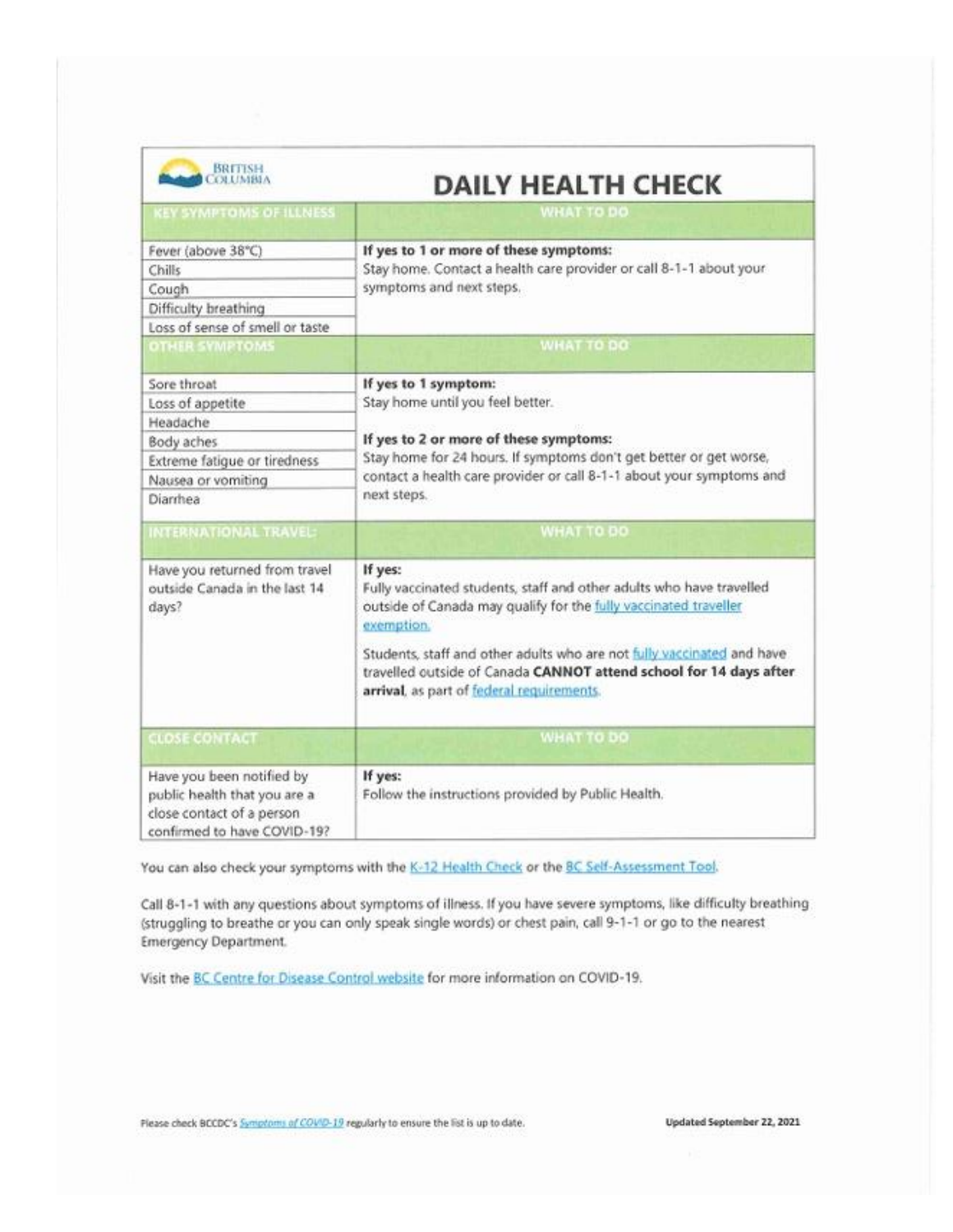# DAILY HEALTH CHECK

| KEY SYMPTOMS OF ILLNESS | WHAT TO DO |
| --- | --- |
| Fever (above 38°C)<br>Chills<br>Cough<br>Difficulty breathing<br>Loss of sense of smell or taste | **If yes to 1 or more of these symptoms:**<br>Stay home. Contact a health care provider or call 8-1-1 about your symptoms and next steps. |
| **OTHER SYMPTOMS** | **WHAT TO DO** |
| Sore throat<br>Loss of appetite<br>Headache<br>Body aches<br>Extreme fatigue or tiredness<br>Nausea or vomiting<br>Diarrhea | **If yes to 1 symptom:**<br>Stay home until you feel better.<br><br>**If yes to 2 or more of these symptoms:**<br>Stay home for 24 hours. If symptoms don't get better or get worse, contact a health care provider or call 8-1-1 about your symptoms and next steps. |
| **INTERNATIONAL TRAVEL:** | **WHAT TO DO** |
| Have you returned from travel outside Canada in the last 14 days? | **If yes:**<br>Fully vaccinated students, staff and other adults who have travelled outside of Canada may qualify for the fully vaccinated traveller exemption.<br><br>Students, staff and other adults who are not fully vaccinated and have travelled outside of Canada **CANNOT attend school for 14 days after arrival**, as part of federal requirements. |
| **CLOSE CONTACT** | **WHAT TO DO** |
| Have you been notified by public health that you are a close contact of a person confirmed to have COVID-19? | **If yes:**<br>Follow the instructions provided by Public Health. |

You can also check your symptoms with the K-12 Health Check or the BC Self-Assessment Tool.

Call 8-1-1 with any questions about symptoms of illness. If you have severe symptoms, like difficulty breathing (struggling to breathe or you can only speak single words) or chest pain, call 9-1-1 or go to the nearest Emergency Department.

Visit the BC Centre for Disease Control website for more information on COVID-19.

Please check BCCDC's *Symptoms of COVID-19* regularly to ensure the list is up to date.

**Updated September 22, 2021**